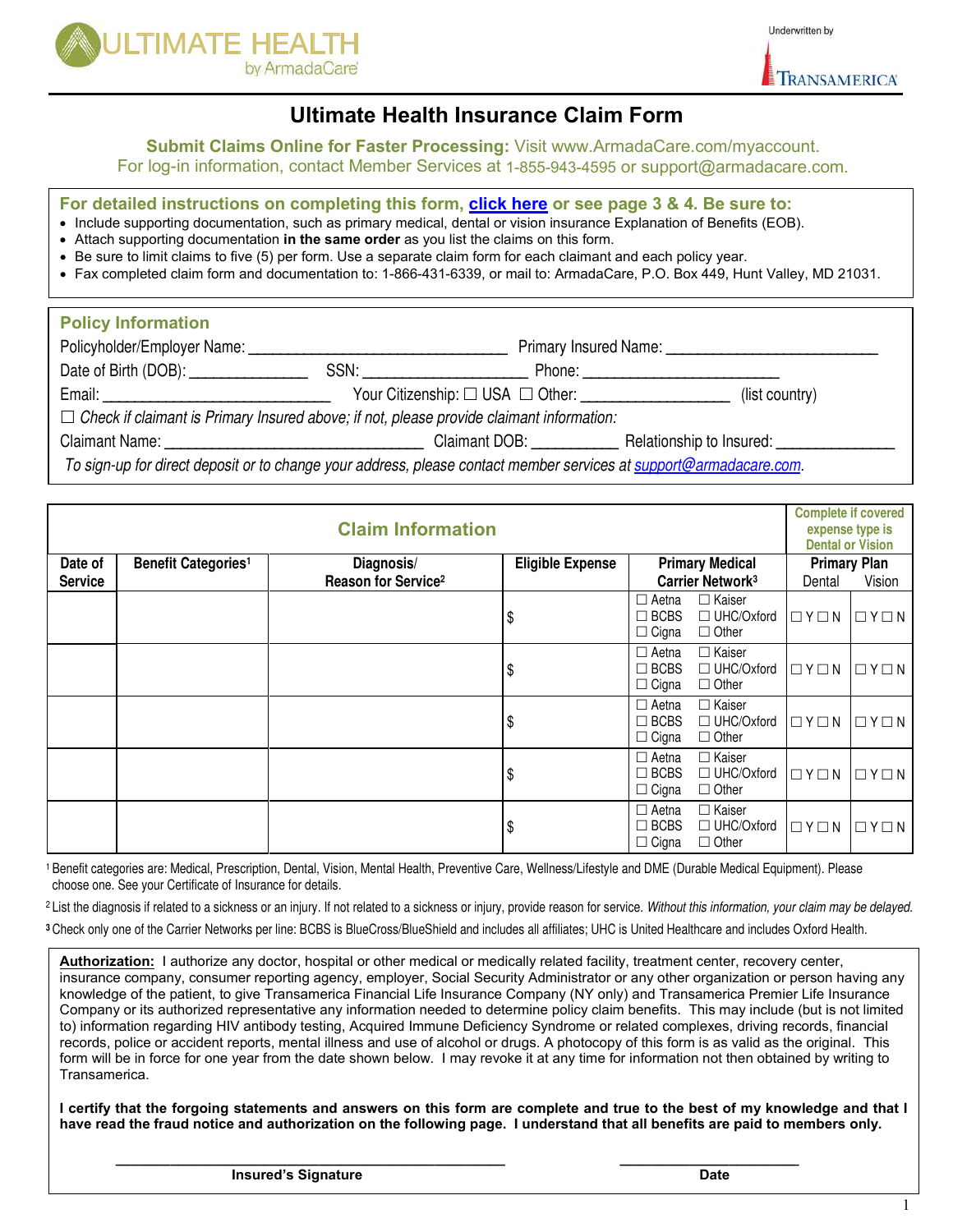ULTIMATE HEALTH by ArmadaCare

Underwritten by TRANSAMERICA

# Ultimate Health Insurance Claim Form

**Submit Claims Online for Faster Processing:** Visit www.ArmadaCare.com/myaccount.
For log-in information, contact Member Services at 1-855-943-4595 or support@armadacare.com.

**For detailed instructions on completing this form, click here or see page 3 & 4. Be sure to:**

- Include supporting documentation, such as primary medical, dental or vision insurance Explanation of Benefits (EOB).
- Attach supporting documentation **in the same order** as you list the claims on this form.
- Be sure to limit claims to five (5) per form. Use a separate claim form for each claimant and each policy year.
- Fax completed claim form and documentation to: 1-866-431-6339, or mail to: ArmadaCare, P.O. Box 449, Hunt Valley, MD 21031.

## Policy Information

Policyholder/Employer Name: ______________________________ Primary Insured Name: ________________________

Date of Birth (DOB): ______________ SSN: ___________________ Phone: ______________________

Email: ___________________________ Your Citizenship: ☐ USA ☐ Other: _________________ (list country)

☐ *Check if claimant is Primary Insured above; if not, please provide claimant information:*

Claimant Name: ______________________________ Claimant DOB: __________ Relationship to Insured: ______________

*To sign-up for direct deposit or to change your address, please contact member services at support@armadacare.com.*

## Claim Information

| Date of Service | Benefit Categories[1] | Diagnosis/ Reason for Service[2] | Eligible Expense | Primary Medical Carrier Network[3] | Primary Plan (Complete if covered expense type is Dental or Vision) Dental | Vision |
|---|---|---|---|---|---|---|
| | | | $ | ☐ Aetna ☐ Kaiser ☐ BCBS ☐ UHC/Oxford ☐ Cigna ☐ Other | ☐ Y ☐ N | ☐ Y ☐ N |
| | | | $ | ☐ Aetna ☐ Kaiser ☐ BCBS ☐ UHC/Oxford ☐ Cigna ☐ Other | ☐ Y ☐ N | ☐ Y ☐ N |
| | | | $ | ☐ Aetna ☐ Kaiser ☐ BCBS ☐ UHC/Oxford ☐ Cigna ☐ Other | ☐ Y ☐ N | ☐ Y ☐ N |
| | | | $ | ☐ Aetna ☐ Kaiser ☐ BCBS ☐ UHC/Oxford ☐ Cigna ☐ Other | ☐ Y ☐ N | ☐ Y ☐ N |
| | | | $ | ☐ Aetna ☐ Kaiser ☐ BCBS ☐ UHC/Oxford ☐ Cigna ☐ Other | ☐ Y ☐ N | ☐ Y ☐ N |

[1] Benefit categories are: Medical, Prescription, Dental, Vision, Mental Health, Preventive Care, Wellness/Lifestyle and DME (Durable Medical Equipment). Please choose one. See your Certificate of Insurance for details.

[2] List the diagnosis if related to a sickness or an injury. If not related to a sickness or injury, provide reason for service. *Without this information, your claim may be delayed.*

[3] Check only one of the Carrier Networks per line: BCBS is BlueCross/BlueShield and includes all affiliates; UHC is United Healthcare and includes Oxford Health.

**Authorization:** I authorize any doctor, hospital or other medical or medically related facility, treatment center, recovery center, insurance company, consumer reporting agency, employer, Social Security Administrator or any other organization or person having any knowledge of the patient, to give Transamerica Financial Life Insurance Company (NY only) and Transamerica Premier Life Insurance Company or its authorized representative any information needed to determine policy claim benefits. This may include (but is not limited to) information regarding HIV antibody testing, Acquired Immune Deficiency Syndrome or related complexes, driving records, financial records, police or accident reports, mental illness and use of alcohol or drugs. A photocopy of this form is as valid as the original. This form will be in force for one year from the date shown below. I may revoke it at any time for information not then obtained by writing to Transamerica.

**I certify that the forgoing statements and answers on this form are complete and true to the best of my knowledge and that I have read the fraud notice and authorization on the following page. I understand that all benefits are paid to members only.**

_________________________________________ **Insured's Signature**

____________________ **Date**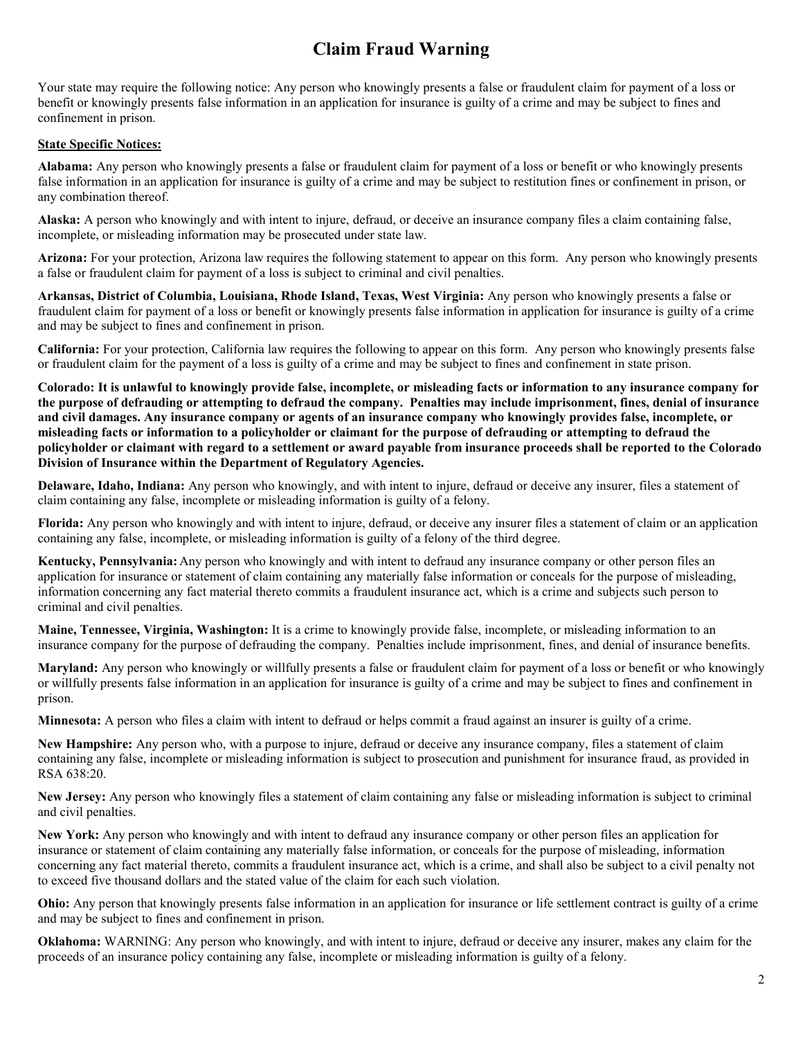# Claim Fraud Warning

Your state may require the following notice: Any person who knowingly presents a false or fraudulent claim for payment of a loss or benefit or knowingly presents false information in an application for insurance is guilty of a crime and may be subject to fines and confinement in prison.

**State Specific Notices:**

**Alabama:** Any person who knowingly presents a false or fraudulent claim for payment of a loss or benefit or who knowingly presents false information in an application for insurance is guilty of a crime and may be subject to restitution fines or confinement in prison, or any combination thereof.

**Alaska:** A person who knowingly and with intent to injure, defraud, or deceive an insurance company files a claim containing false, incomplete, or misleading information may be prosecuted under state law.

**Arizona:** For your protection, Arizona law requires the following statement to appear on this form. Any person who knowingly presents a false or fraudulent claim for payment of a loss is subject to criminal and civil penalties.

**Arkansas, District of Columbia, Louisiana, Rhode Island, Texas, West Virginia:** Any person who knowingly presents a false or fraudulent claim for payment of a loss or benefit or knowingly presents false information in application for insurance is guilty of a crime and may be subject to fines and confinement in prison.

**California:** For your protection, California law requires the following to appear on this form. Any person who knowingly presents false or fraudulent claim for the payment of a loss is guilty of a crime and may be subject to fines and confinement in state prison.

**Colorado: It is unlawful to knowingly provide false, incomplete, or misleading facts or information to any insurance company for the purpose of defrauding or attempting to defraud the company. Penalties may include imprisonment, fines, denial of insurance and civil damages. Any insurance company or agents of an insurance company who knowingly provides false, incomplete, or misleading facts or information to a policyholder or claimant for the purpose of defrauding or attempting to defraud the policyholder or claimant with regard to a settlement or award payable from insurance proceeds shall be reported to the Colorado Division of Insurance within the Department of Regulatory Agencies.**

**Delaware, Idaho, Indiana:** Any person who knowingly, and with intent to injure, defraud or deceive any insurer, files a statement of claim containing any false, incomplete or misleading information is guilty of a felony.

**Florida:** Any person who knowingly and with intent to injure, defraud, or deceive any insurer files a statement of claim or an application containing any false, incomplete, or misleading information is guilty of a felony of the third degree.

**Kentucky, Pennsylvania:** Any person who knowingly and with intent to defraud any insurance company or other person files an application for insurance or statement of claim containing any materially false information or conceals for the purpose of misleading, information concerning any fact material thereto commits a fraudulent insurance act, which is a crime and subjects such person to criminal and civil penalties.

**Maine, Tennessee, Virginia, Washington:** It is a crime to knowingly provide false, incomplete, or misleading information to an insurance company for the purpose of defrauding the company. Penalties include imprisonment, fines, and denial of insurance benefits.

**Maryland:** Any person who knowingly or willfully presents a false or fraudulent claim for payment of a loss or benefit or who knowingly or willfully presents false information in an application for insurance is guilty of a crime and may be subject to fines and confinement in prison.

**Minnesota:** A person who files a claim with intent to defraud or helps commit a fraud against an insurer is guilty of a crime.

**New Hampshire:** Any person who, with a purpose to injure, defraud or deceive any insurance company, files a statement of claim containing any false, incomplete or misleading information is subject to prosecution and punishment for insurance fraud, as provided in RSA 638:20.

**New Jersey:** Any person who knowingly files a statement of claim containing any false or misleading information is subject to criminal and civil penalties.

**New York:** Any person who knowingly and with intent to defraud any insurance company or other person files an application for insurance or statement of claim containing any materially false information, or conceals for the purpose of misleading, information concerning any fact material thereto, commits a fraudulent insurance act, which is a crime, and shall also be subject to a civil penalty not to exceed five thousand dollars and the stated value of the claim for each such violation.

**Ohio:** Any person that knowingly presents false information in an application for insurance or life settlement contract is guilty of a crime and may be subject to fines and confinement in prison.

**Oklahoma:** WARNING: Any person who knowingly, and with intent to injure, defraud or deceive any insurer, makes any claim for the proceeds of an insurance policy containing any false, incomplete or misleading information is guilty of a felony.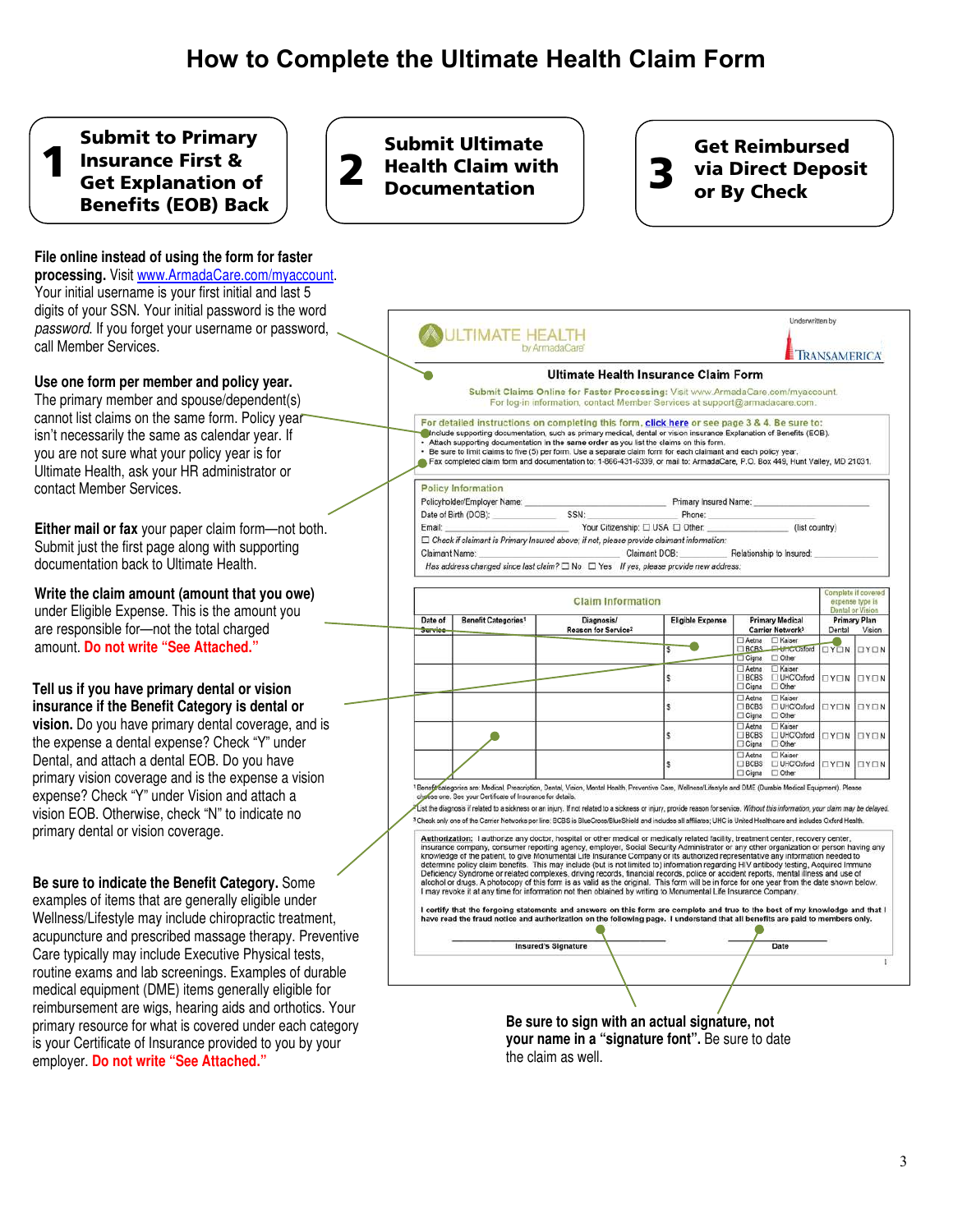# How to Complete the Ultimate Health Claim Form

**1** **Submit to Primary Insurance First & Get Explanation of Benefits (EOB) Back**

**2** **Submit Ultimate Health Claim with Documentation**

**3** **Get Reimbursed via Direct Deposit or By Check**

**File online instead of using the form for faster processing.** Visit www.ArmadaCare.com/myaccount. Your initial username is your first initial and last 5 digits of your SSN. Your initial password is the word *password*. If you forget your username or password, call Member Services.

**Use one form per member and policy year.** The primary member and spouse/dependent(s) cannot list claims on the same form. Policy year isn't necessarily the same as calendar year. If you are not sure what your policy year is for Ultimate Health, ask your HR administrator or contact Member Services.

**Either mail or fax** your paper claim form—not both. Submit just the first page along with supporting documentation back to Ultimate Health.

**Write the claim amount (amount that you owe)** under Eligible Expense. This is the amount you are responsible for—not the total charged amount. **Do not write "See Attached."**

**Tell us if you have primary dental or vision insurance if the Benefit Category is dental or vision.** Do you have primary dental coverage, and is the expense a dental expense? Check "Y" under Dental, and attach a dental EOB. Do you have primary vision coverage and is the expense a vision expense? Check "Y" under Vision and attach a vision EOB. Otherwise, check "N" to indicate no primary dental or vision coverage.

**Be sure to indicate the Benefit Category.** Some examples of items that are generally eligible under Wellness/Lifestyle may include chiropractic treatment, acupuncture and prescribed massage therapy. Preventive Care typically may include Executive Physical tests, routine exams and lab screenings. Examples of durable medical equipment (DME) items generally eligible for reimbursement are wigs, hearing aids and orthotics. Your primary resource for what is covered under each category is your Certificate of Insurance provided to you by your employer. **Do not write "See Attached."**

**Be sure to sign with an actual signature, not your name in a "signature font".** Be sure to date the claim as well.

---

ULTIMATE HEALTH by ArmadaCare — Underwritten by TRANSAMERICA

## Ultimate Health Insurance Claim Form

Submit Claims Online for Faster Processing: Visit www.ArmadaCare.com/myaccount.
For log-in information, contact Member Services at support@armadacare.com.

**For detailed instructions on completing this form, click here or see page 3 & 4. Be sure to:**

- Include supporting documentation, such as primary medical, dental or vision insurance Explanation of Benefits (EOB).
- Attach supporting documentation in the same order as you list the claims on this form.
- Be sure to limit claims to five (5) per form. Use a separate claim form for each claimant and each policy year.
- Fax completed claim form and documentation to: 1-866-431-6339, or mail to: ArmadaCare, P.O. Box 449, Hunt Valley, MD 21031.

**Policy Information**

Policyholder/Employer Name: ______ Primary Insured Name: ______
Date of Birth (DOB): ______ SSN: ______ Phone: ______
Email: ______ Your Citizenship: ☐ USA ☐ Other: ______ (list country)
☐ *Check if claimant is Primary Insured above; if not, please provide claimant information:*
Claimant Name: ______ Claimant DOB: ______ Relationship to Insured: ______
*Has address changed since last claim?* ☐ No ☐ Yes *If yes, please provide new address:*

**Claim Information**

| Date of Service | Benefit Categories[1] | Diagnosis/ Reason for Service[2] | Eligible Expense | Primary Medical Carrier Network[3] | Primary Plan (Complete if covered expense type is Dental or Vision) Dental | Vision |
|---|---|---|---|---|---|---|
| | | | $ | ☐ Aetna ☐ Kaiser ☐ BCBS ☐ UHC/Oxford ☐ Cigna ☐ Other | ☐Y ☐N | ☐Y ☐N |
| | | | $ | ☐ Aetna ☐ Kaiser ☐ BCBS ☐ UHC/Oxford ☐ Cigna ☐ Other | ☐Y ☐N | ☐Y ☐N |
| | | | $ | ☐ Aetna ☐ Kaiser ☐ BCBS ☐ UHC/Oxford ☐ Cigna ☐ Other | ☐Y ☐N | ☐Y ☐N |
| | | | $ | ☐ Aetna ☐ Kaiser ☐ BCBS ☐ UHC/Oxford ☐ Cigna ☐ Other | ☐Y ☐N | ☐Y ☐N |
| | | | $ | ☐ Aetna ☐ Kaiser ☐ BCBS ☐ UHC/Oxford ☐ Cigna ☐ Other | ☐Y ☐N | ☐Y ☐N |

[1] Benefit categories are: Medical, Prescription, Dental, Vision, Mental Health, Preventive Care, Wellness/Lifestyle and DME (Durable Medical Equipment). Please choose one. See your Certificate of Insurance for details.
[2] List the diagnosis if related to a sickness or an injury. If not related to a sickness or injury, provide reason for service. *Without this information, your claim may be delayed.*
[3] Check only one of the Carrier Networks per line: BCBS is BlueCross/BlueShield and includes all affiliates; UHC is United Healthcare and includes Oxford Health.

**Authorization:** I authorize any doctor, hospital or other medical or medically related facility, treatment center, recovery center, insurance company, consumer reporting agency, employer, Social Security Administrator or any other organization or person having any knowledge of the patient, to give Monumental Life Insurance Company or its authorized representative any information needed to determine policy claim benefits. This may include (but is not limited to) information regarding HIV antibody testing, Acquired Immune Deficiency Syndrome or related complexes, driving records, financial records, police or accident reports, mental illness and use of alcohol or drugs. A photocopy of this form is as valid as the original. This form will be in force for one year from the date shown below. I may revoke it at any time for information not then obtained by writing to Monumental Life Insurance Company.

**I certify that the forgoing statements and answers on this form are complete and true to the best of my knowledge and that I have read the fraud notice and authorization on the following page. I understand that all benefits are paid to members only.**

______ Insured's Signature ______ Date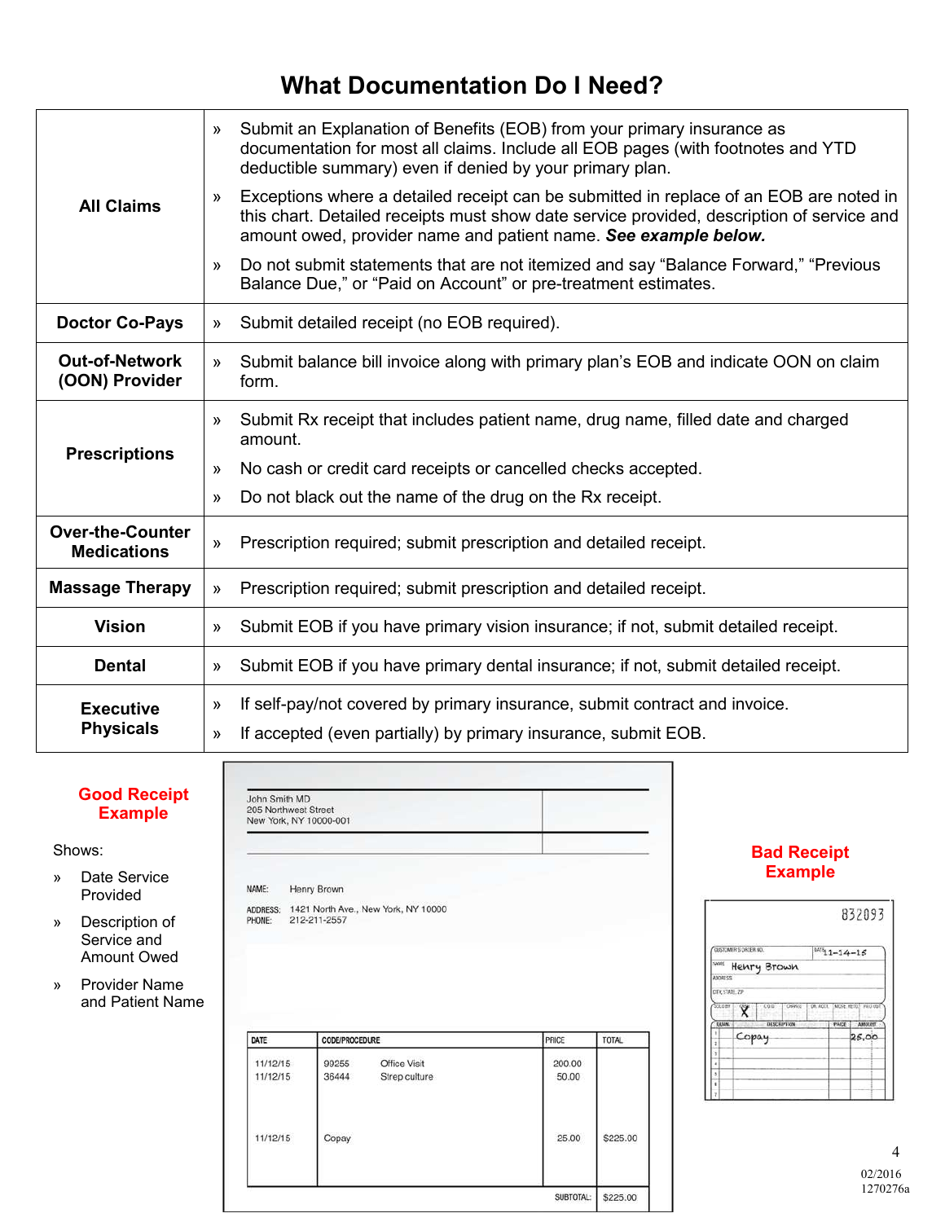# What Documentation Do I Need?

| | |
|---|---|
| **All Claims** | » Submit an Explanation of Benefits (EOB) from your primary insurance as documentation for most all claims. Include all EOB pages (with footnotes and YTD deductible summary) even if denied by your primary plan.<br>» Exceptions where a detailed receipt can be submitted in replace of an EOB are noted in this chart. Detailed receipts must show date service provided, description of service and amount owed, provider name and patient name. ***See example below.***<br>» Do not submit statements that are not itemized and say "Balance Forward," "Previous Balance Due," or "Paid on Account" or pre-treatment estimates. |
| **Doctor Co-Pays** | » Submit detailed receipt (no EOB required). |
| **Out-of-Network (OON) Provider** | » Submit balance bill invoice along with primary plan's EOB and indicate OON on claim form. |
| **Prescriptions** | » Submit Rx receipt that includes patient name, drug name, filled date and charged amount.<br>» No cash or credit card receipts or cancelled checks accepted.<br>» Do not black out the name of the drug on the Rx receipt. |
| **Over-the-Counter Medications** | » Prescription required; submit prescription and detailed receipt. |
| **Massage Therapy** | » Prescription required; submit prescription and detailed receipt. |
| **Vision** | » Submit EOB if you have primary vision insurance; if not, submit detailed receipt. |
| **Dental** | » Submit EOB if you have primary dental insurance; if not, submit detailed receipt. |
| **Executive Physicals** | » If self-pay/not covered by primary insurance, submit contract and invoice.<br>» If accepted (even partially) by primary insurance, submit EOB. |

**Good Receipt Example**

Shows:

- Date Service Provided
- Description of Service and Amount Owed
- Provider Name and Patient Name

John Smith MD
205 Northwest Street
New York, NY 10000-001

NAME: Henry Brown

ADDRESS: 1421 North Ave., New York, NY 10000
PHONE: 212-211-2557

| DATE | CODE/PROCEDURE | | PRICE | TOTAL |
|---|---|---|---|---|
| 11/12/15 | 99255 | Office Visit | 200.00 | |
| 11/12/15 | 36444 | Strep culture | 50.00 | |
| 11/12/15 | Copay | | 25.00 | $225.00 |
| | | | SUBTOTAL: | $225.00 |

**Bad Receipt Example**

832093

CUSTOMER'S ORDER NO. DATE 11-14-15
NAME Henry Brown
ADDRESS
CITY, STATE, ZIP

| QUAN. | DESCRIPTION | PRICE | AMOUNT |
|---|---|---|---|
| | Copay | | 25.00 |

02/2016
1270276a